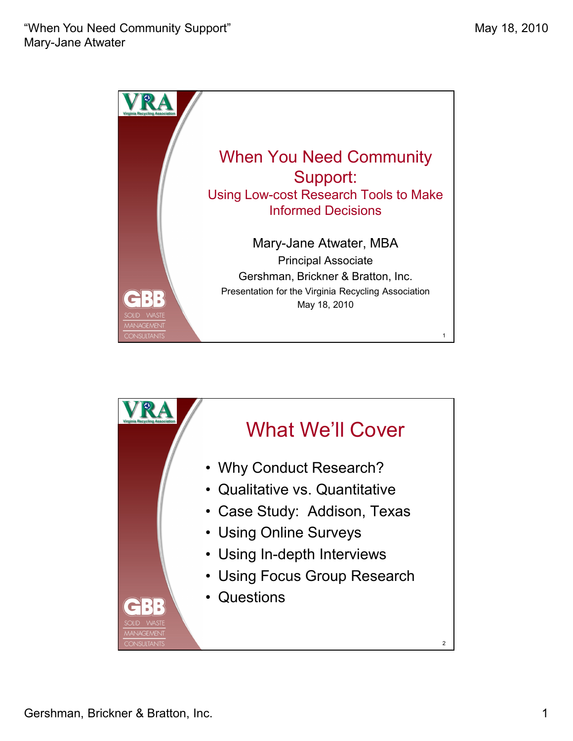# When You Need Community Support:

## Using Low-cost Research Tools to Make Informed Decisions

Mary-Jane Atwater, MBA

Principal Associate

Gershman, Brickner & Bratton, Inc.

Presentation for the Virginia Recycling Association

May 18, 2010

# What We'll Cover

- Why Conduct Research?
- Qualitative vs. Quantitative
- Case Study: Addison, Texas
- Using Online Surveys
- Using In-depth Interviews
- Using Focus Group Research
- Questions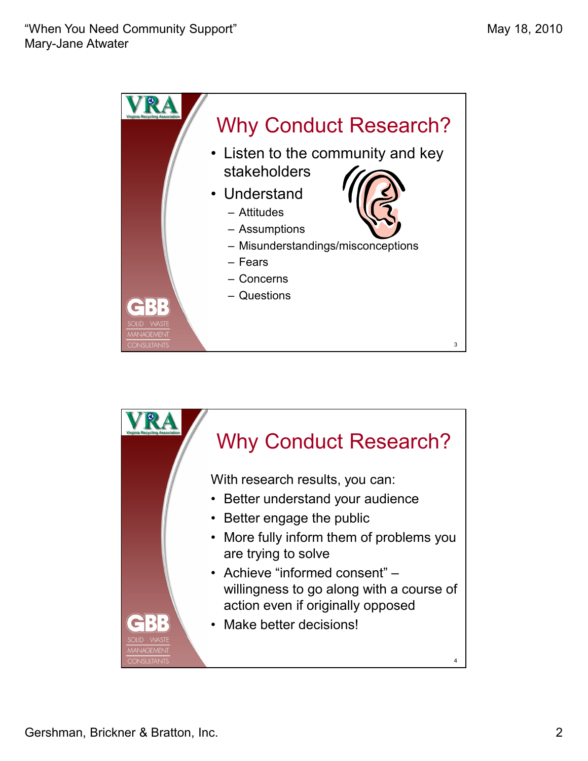## Why Conduct Research?

- Listen to the community and key stakeholders
- Understand
  - Attitudes
  - Assumptions
  - Misunderstandings/misconceptions
  - Fears
  - Concerns
  - Questions

## Why Conduct Research?

With research results, you can:

- Better understand your audience
- Better engage the public
- More fully inform them of problems you are trying to solve
- Achieve "informed consent" – willingness to go along with a course of action even if originally opposed
- Make better decisions!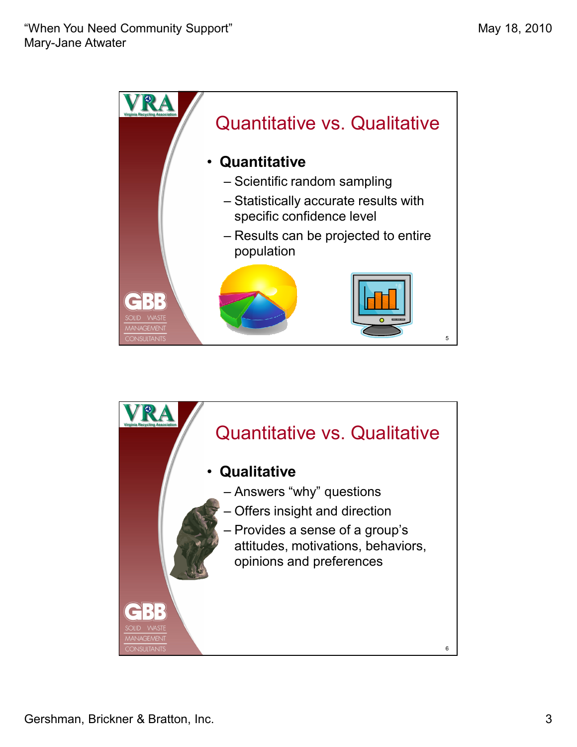## Quantitative vs. Qualitative

- **Quantitative**
  - Scientific random sampling
  - Statistically accurate results with specific confidence level
  - Results can be projected to entire population

## Quantitative vs. Qualitative

- **Qualitative**
  - Answers "why" questions
  - Offers insight and direction
  - Provides a sense of a group's attitudes, motivations, behaviors, opinions and preferences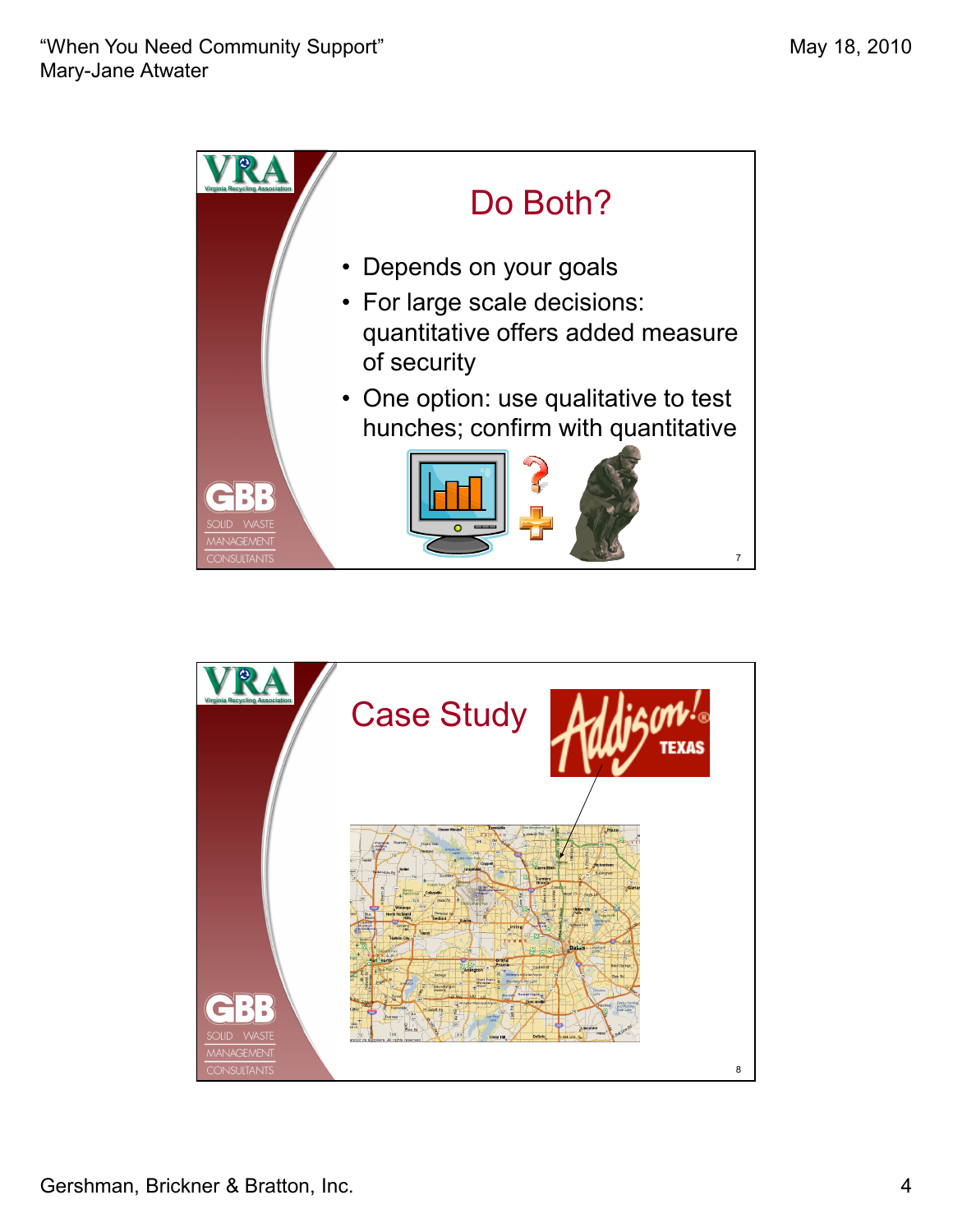## Do Both?

- Depends on your goals
- For large scale decisions: quantitative offers added measure of security
- One option: use qualitative to test hunches; confirm with quantitative

## Case Study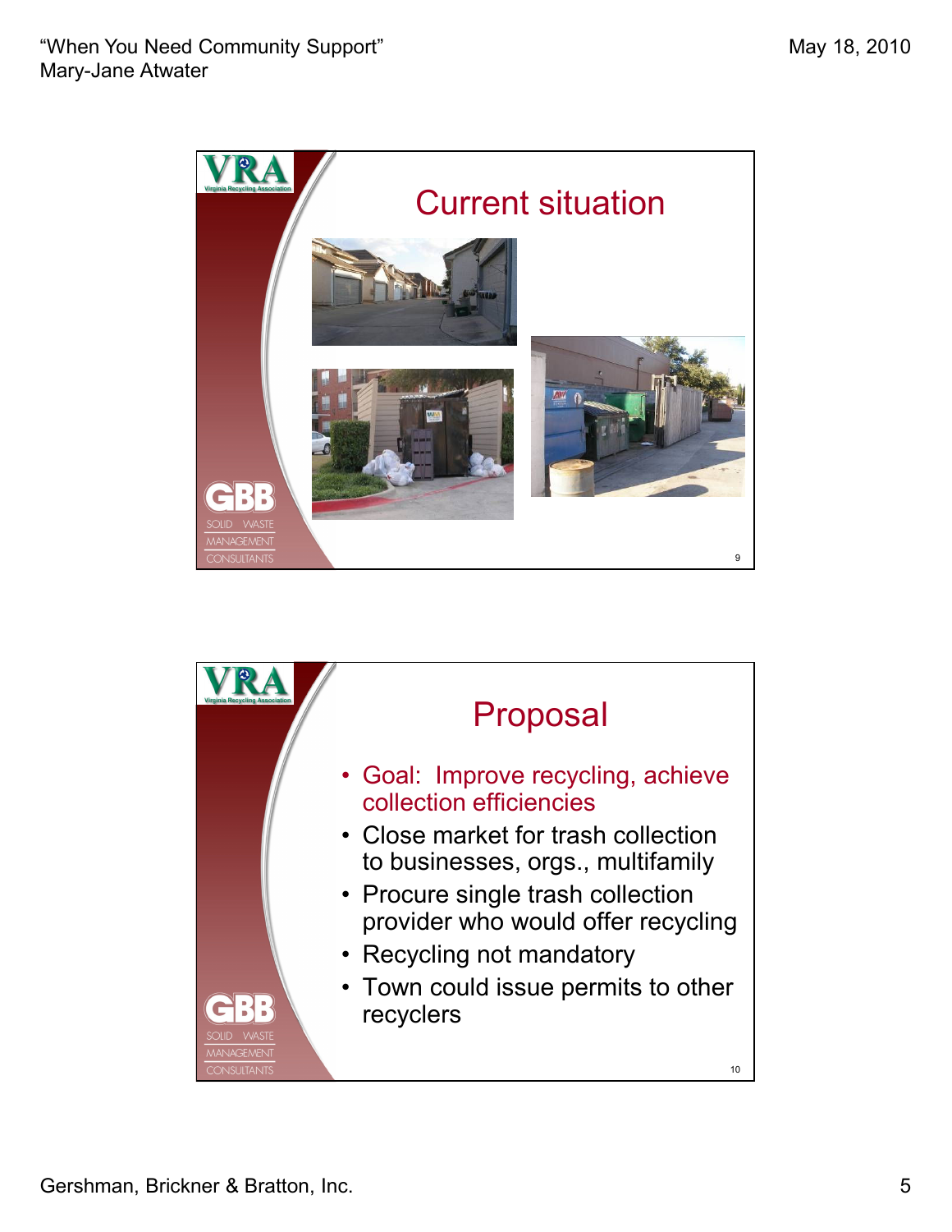## Current situation

## Proposal

- Goal: Improve recycling, achieve collection efficiencies
- Close market for trash collection to businesses, orgs., multifamily
- Procure single trash collection provider who would offer recycling
- Recycling not mandatory
- Town could issue permits to other recyclers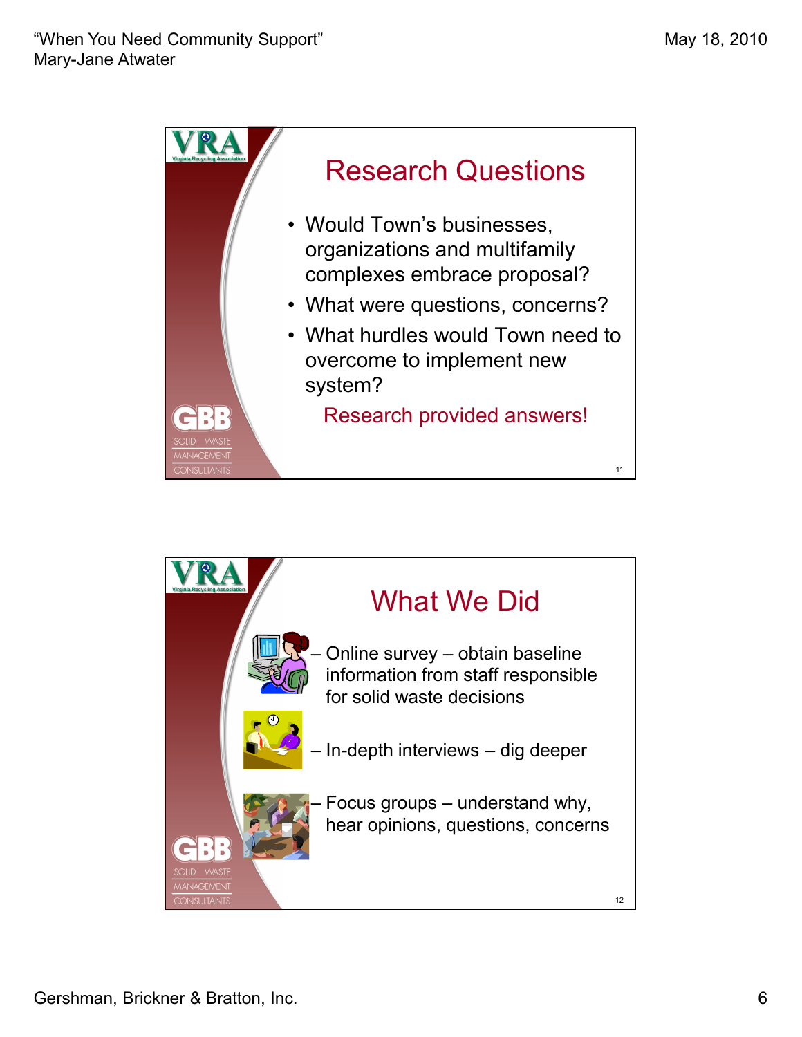## Research Questions

- Would Town's businesses, organizations and multifamily complexes embrace proposal?
- What were questions, concerns?
- What hurdles would Town need to overcome to implement new system?

Research provided answers!

## What We Did

- Online survey – obtain baseline information from staff responsible for solid waste decisions
- In-depth interviews – dig deeper
- Focus groups – understand why, hear opinions, questions, concerns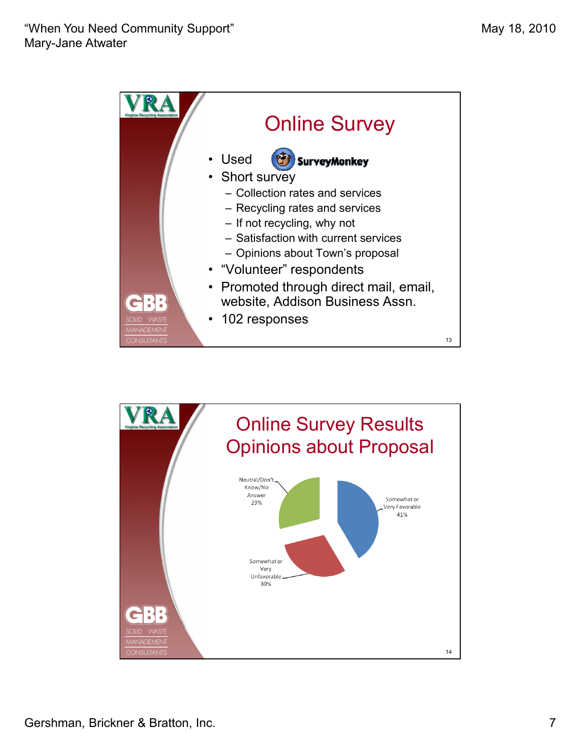## Online Survey

- Used SurveyMonkey
- Short survey
  - Collection rates and services
  - Recycling rates and services
  - If not recycling, why not
  - Satisfaction with current services
  - Opinions about Town's proposal
- "Volunteer" respondents
- Promoted through direct mail, email, website, Addison Business Assn.
- 102 responses

## Online Survey Results Opinions about Proposal

| Opinion | Percentage |
|---|---|
| Somewhat or Very Favorable | 41% |
| Somewhat or Very Unfavorable | 30% |
| Neutral/Don't Know/No Answer | 29% |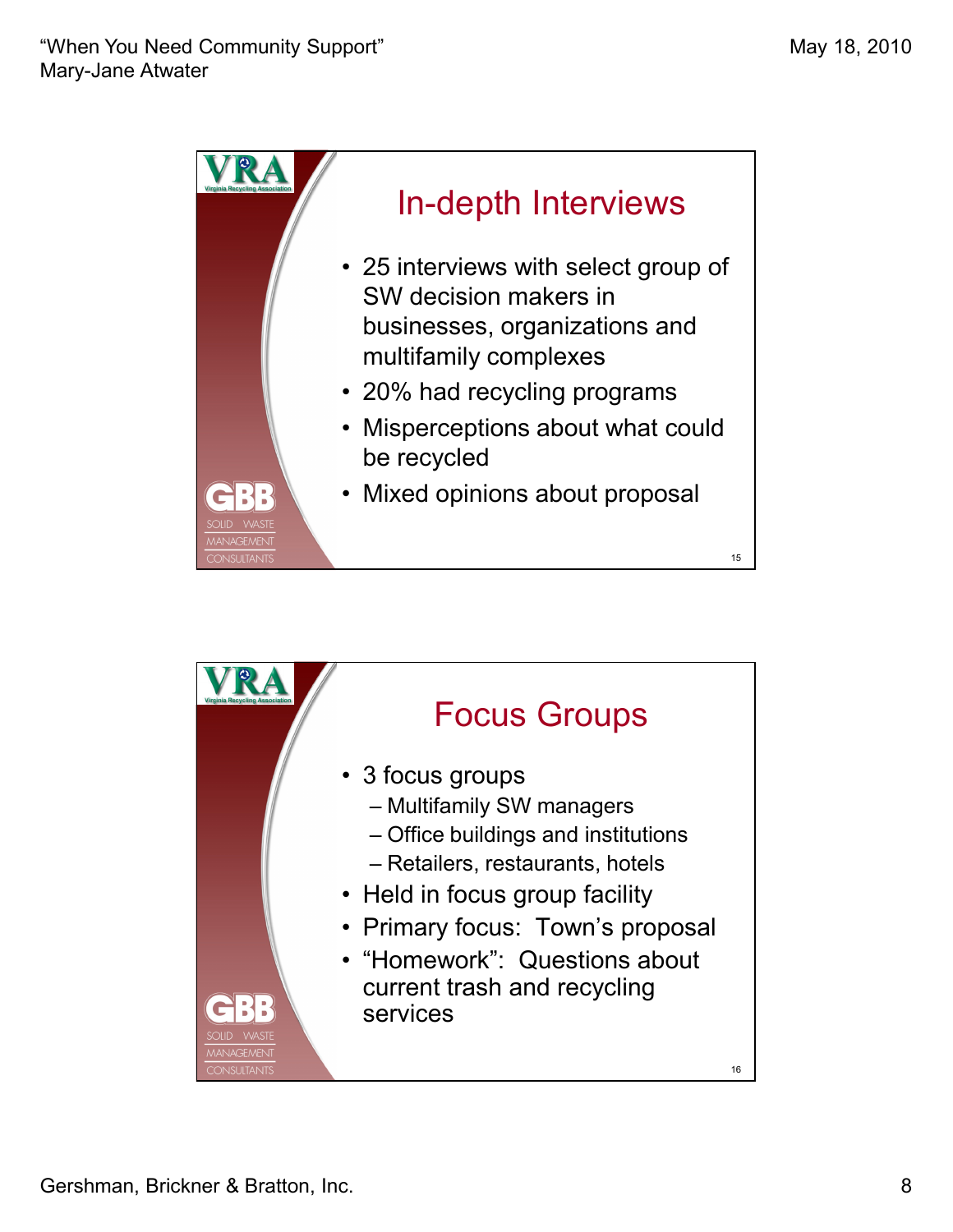## In-depth Interviews

- 25 interviews with select group of SW decision makers in businesses, organizations and multifamily complexes
- 20% had recycling programs
- Misperceptions about what could be recycled
- Mixed opinions about proposal

## Focus Groups

- 3 focus groups
  - Multifamily SW managers
  - Office buildings and institutions
  - Retailers, restaurants, hotels
- Held in focus group facility
- Primary focus: Town's proposal
- "Homework": Questions about current trash and recycling services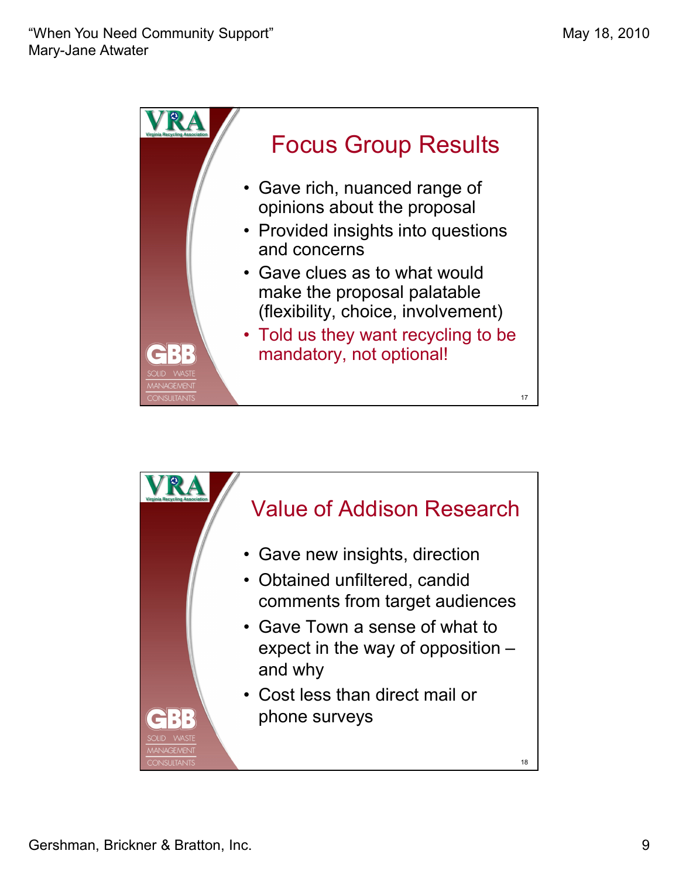## Focus Group Results

- Gave rich, nuanced range of opinions about the proposal
- Provided insights into questions and concerns
- Gave clues as to what would make the proposal palatable (flexibility, choice, involvement)
- Told us they want recycling to be mandatory, not optional!

## Value of Addison Research

- Gave new insights, direction
- Obtained unfiltered, candid comments from target audiences
- Gave Town a sense of what to expect in the way of opposition – and why
- Cost less than direct mail or phone surveys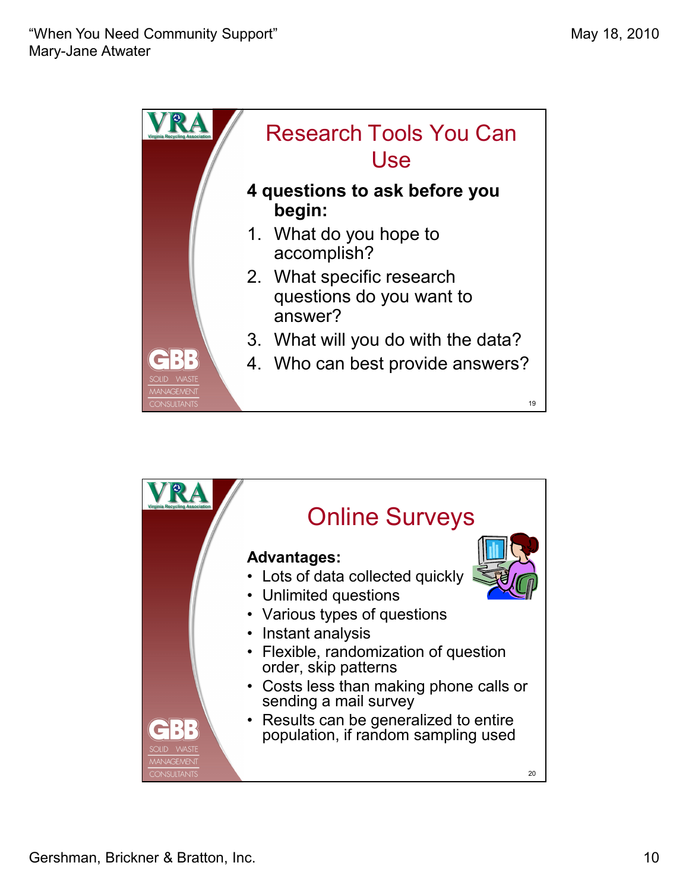## Research Tools You Can Use

**4 questions to ask before you begin:**

1. What do you hope to accomplish?
2. What specific research questions do you want to answer?
3. What will you do with the data?
4. Who can best provide answers?

## Online Surveys

**Advantages:**

- Lots of data collected quickly
- Unlimited questions
- Various types of questions
- Instant analysis
- Flexible, randomization of question order, skip patterns
- Costs less than making phone calls or sending a mail survey
- Results can be generalized to entire population, if random sampling used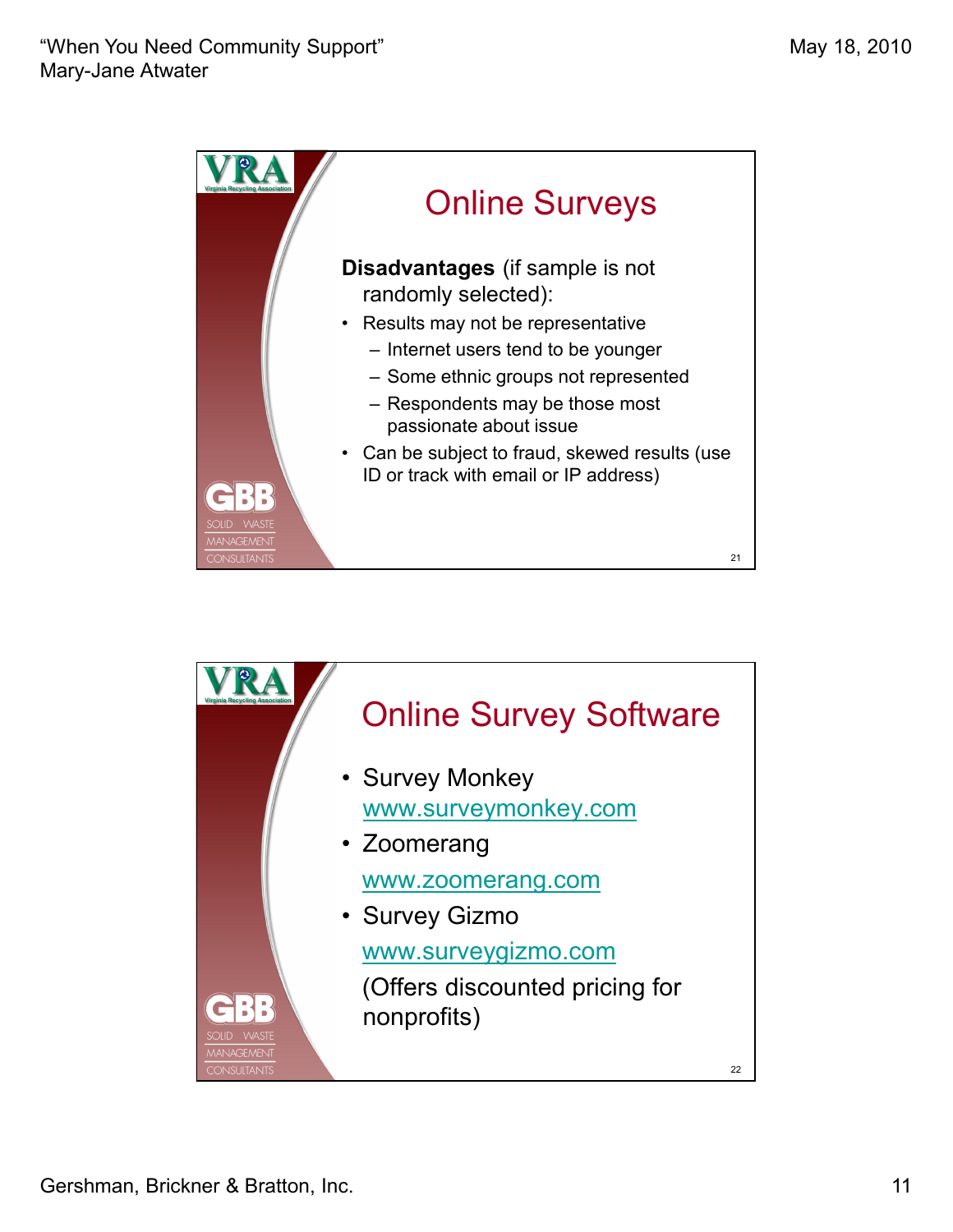## Online Surveys

**Disadvantages** (if sample is not randomly selected):

- Results may not be representative
  - Internet users tend to be younger
  - Some ethnic groups not represented
  - Respondents may be those most passionate about issue
- Can be subject to fraud, skewed results (use ID or track with email or IP address)

## Online Survey Software

- Survey Monkey
  www.surveymonkey.com
- Zoomerang
  www.zoomerang.com
- Survey Gizmo
  www.surveygizmo.com
  (Offers discounted pricing for nonprofits)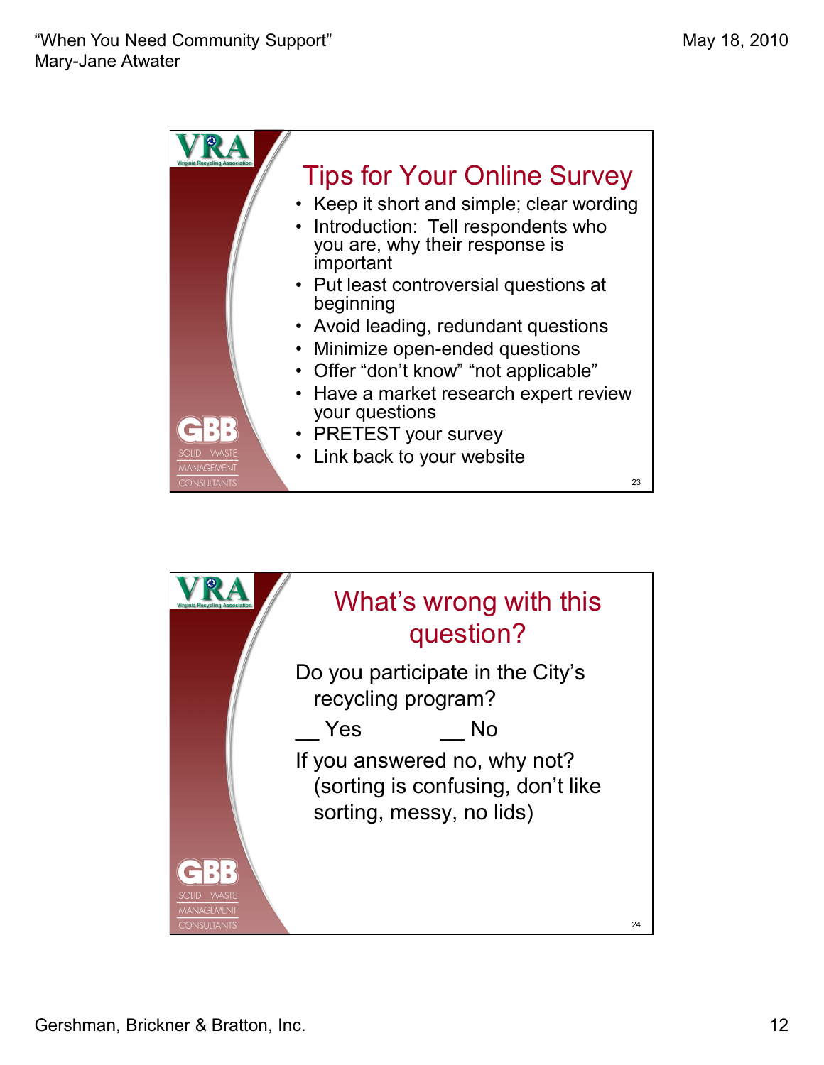## Tips for Your Online Survey

- Keep it short and simple; clear wording
- Introduction: Tell respondents who you are, why their response is important
- Put least controversial questions at beginning
- Avoid leading, redundant questions
- Minimize open-ended questions
- Offer "don't know" "not applicable"
- Have a market research expert review your questions
- PRETEST your survey
- Link back to your website

## What's wrong with this question?

Do you participate in the City's recycling program?

__ Yes __ No

If you answered no, why not? (sorting is confusing, don't like sorting, messy, no lids)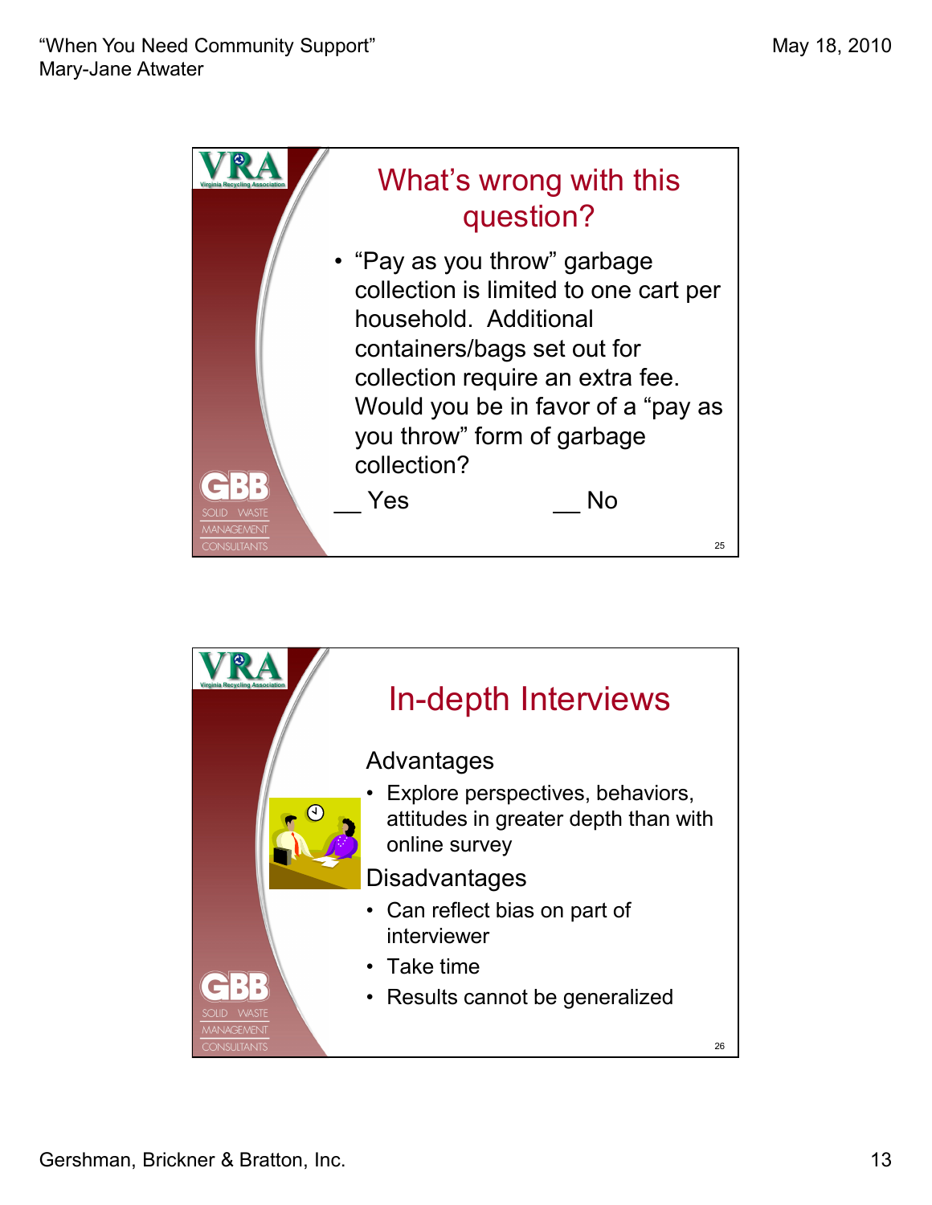## What's wrong with this question?

- "Pay as you throw" garbage collection is limited to one cart per household. Additional containers/bags set out for collection require an extra fee. Would you be in favor of a "pay as you throw" form of garbage collection?

__ Yes __ No

## In-depth Interviews

Advantages

- Explore perspectives, behaviors, attitudes in greater depth than with online survey

Disadvantages

- Can reflect bias on part of interviewer
- Take time
- Results cannot be generalized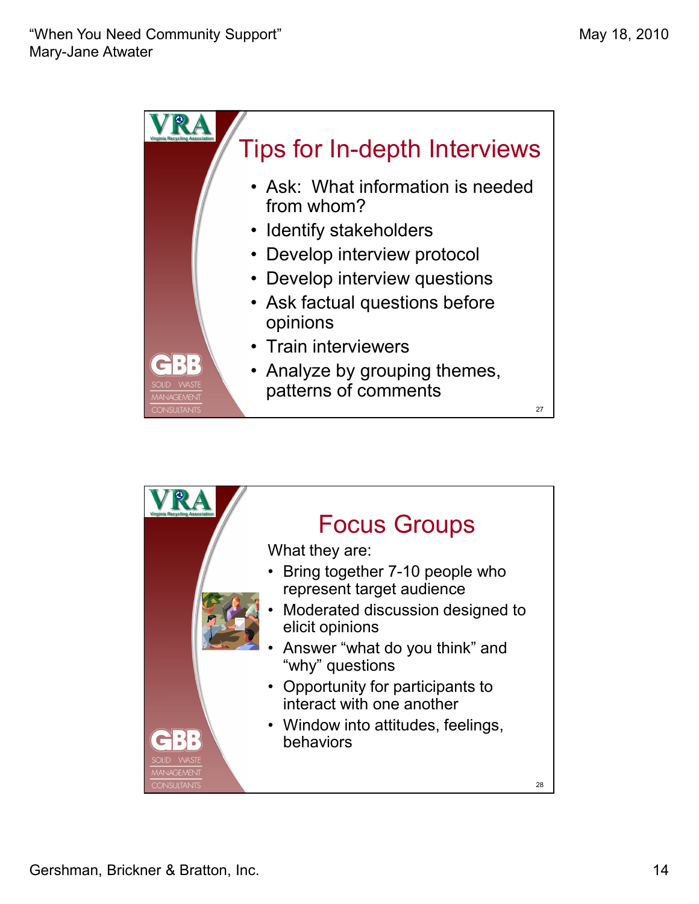## Tips for In-depth Interviews

- Ask: What information is needed from whom?
- Identify stakeholders
- Develop interview protocol
- Develop interview questions
- Ask factual questions before opinions
- Train interviewers
- Analyze by grouping themes, patterns of comments

## Focus Groups

What they are:

- Bring together 7-10 people who represent target audience
- Moderated discussion designed to elicit opinions
- Answer “what do you think” and “why” questions
- Opportunity for participants to interact with one another
- Window into attitudes, feelings, behaviors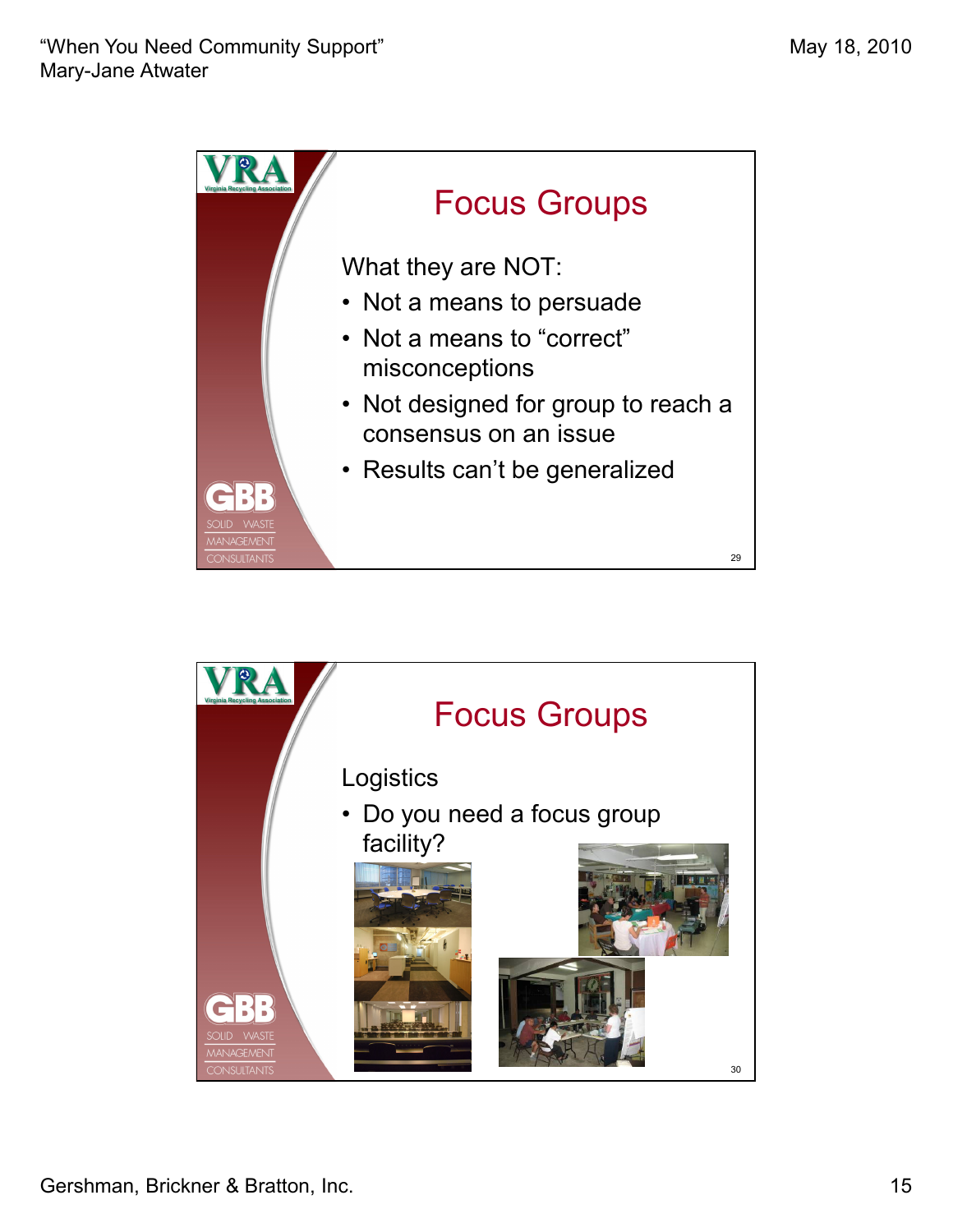## Focus Groups

What they are NOT:

- Not a means to persuade
- Not a means to “correct” misconceptions
- Not designed for group to reach a consensus on an issue
- Results can’t be generalized

## Focus Groups

Logistics

- Do you need a focus group facility?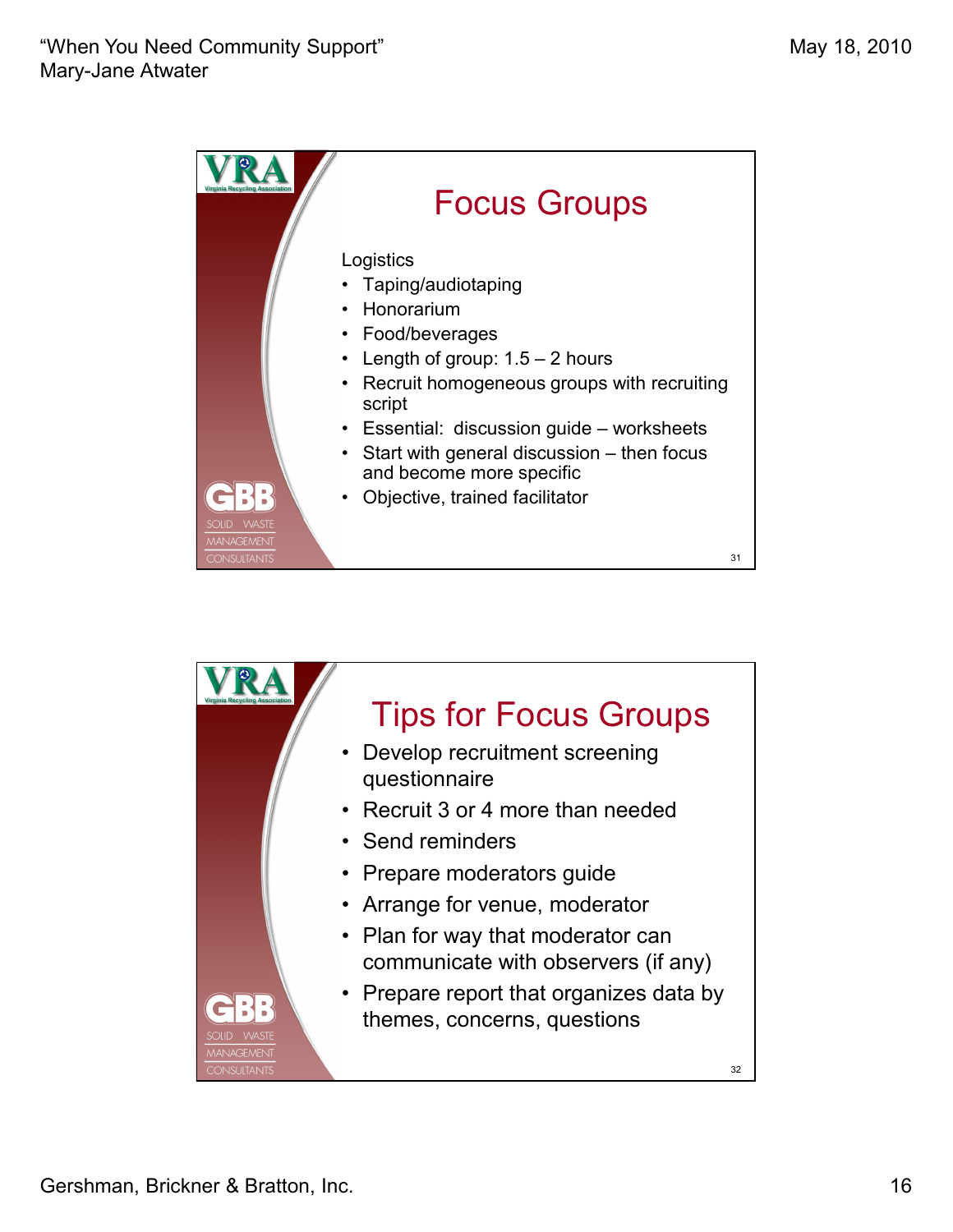## Focus Groups

Logistics

- Taping/audiotaping
- Honorarium
- Food/beverages
- Length of group: 1.5 – 2 hours
- Recruit homogeneous groups with recruiting script
- Essential: discussion guide – worksheets
- Start with general discussion – then focus and become more specific
- Objective, trained facilitator

## Tips for Focus Groups

- Develop recruitment screening questionnaire
- Recruit 3 or 4 more than needed
- Send reminders
- Prepare moderators guide
- Arrange for venue, moderator
- Plan for way that moderator can communicate with observers (if any)
- Prepare report that organizes data by themes, concerns, questions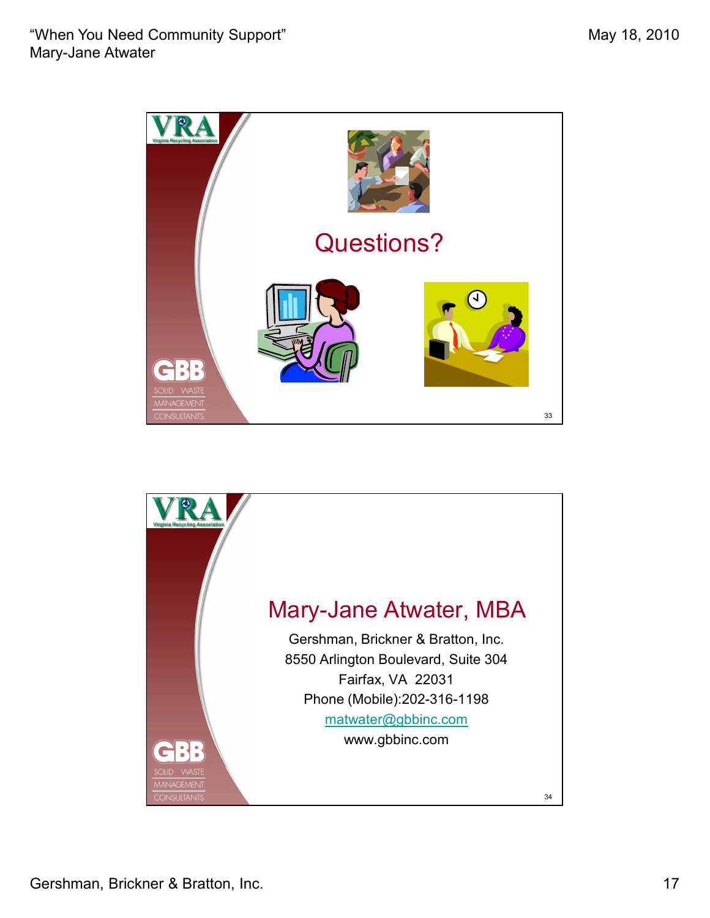VRA
Virginia Recycling Association

## Questions?

GBB
SOLID WASTE
MANAGEMENT
CONSULTANTS

33

VRA
Virginia Recycling Association

## Mary-Jane Atwater, MBA

Gershman, Brickner & Bratton, Inc.
8550 Arlington Boulevard, Suite 304
Fairfax, VA 22031
Phone (Mobile):202-316-1198
matwater@gbbinc.com
www.gbbinc.com

GBB
SOLID WASTE
MANAGEMENT
CONSULTANTS

34